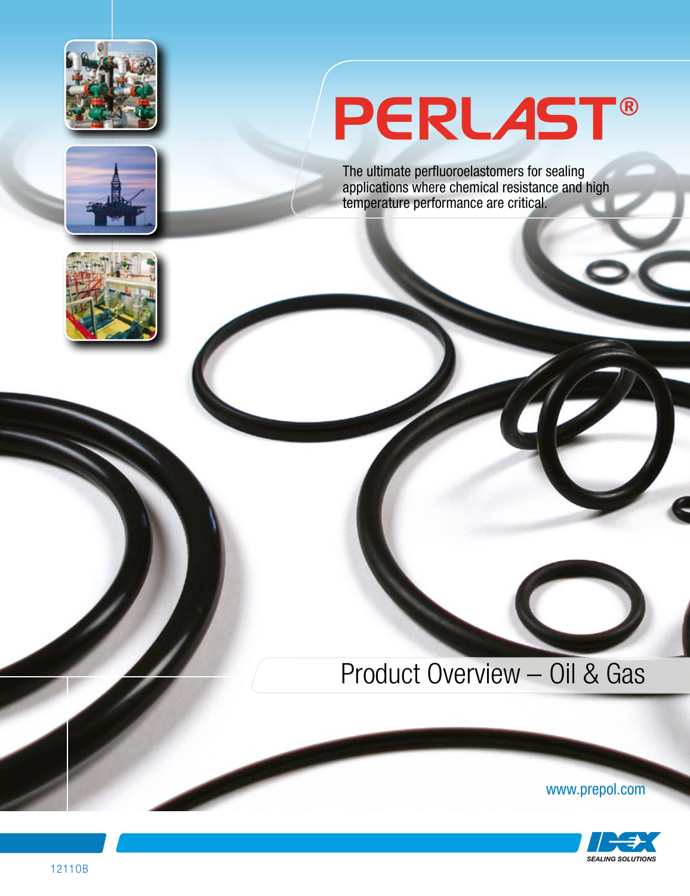# PERLAST®

The ultimate perfluoroelastomers for sealing applications where chemical resistance and high temperature performance are critical.

## Product Overview – Oil & Gas

www.prepol.com

IDEX SEALING SOLUTIONS

12110B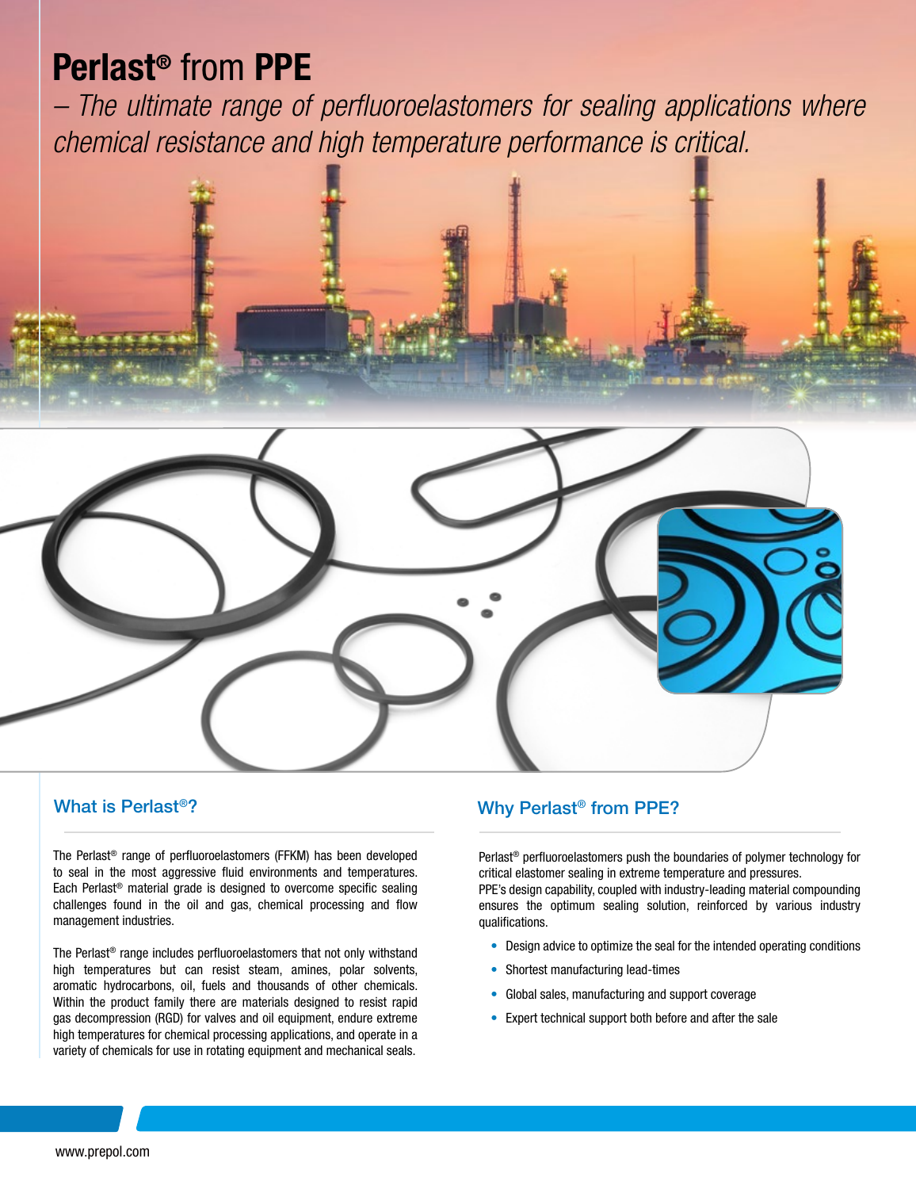# Perlast® from PPE

*– The ultimate range of perfluoroelastomers for sealing applications where chemical resistance and high temperature performance is critical.*

## What is Perlast®?

The Perlast® range of perfluoroelastomers (FFKM) has been developed to seal in the most aggressive fluid environments and temperatures. Each Perlast® material grade is designed to overcome specific sealing challenges found in the oil and gas, chemical processing and flow management industries.

The Perlast® range includes perfluoroelastomers that not only withstand high temperatures but can resist steam, amines, polar solvents, aromatic hydrocarbons, oil, fuels and thousands of other chemicals. Within the product family there are materials designed to resist rapid gas decompression (RGD) for valves and oil equipment, endure extreme high temperatures for chemical processing applications, and operate in a variety of chemicals for use in rotating equipment and mechanical seals.

## Why Perlast® from PPE?

Perlast® perfluoroelastomers push the boundaries of polymer technology for critical elastomer sealing in extreme temperature and pressures.
PPE's design capability, coupled with industry-leading material compounding ensures the optimum sealing solution, reinforced by various industry qualifications.

- Design advice to optimize the seal for the intended operating conditions
- Shortest manufacturing lead-times
- Global sales, manufacturing and support coverage
- Expert technical support both before and after the sale

www.prepol.com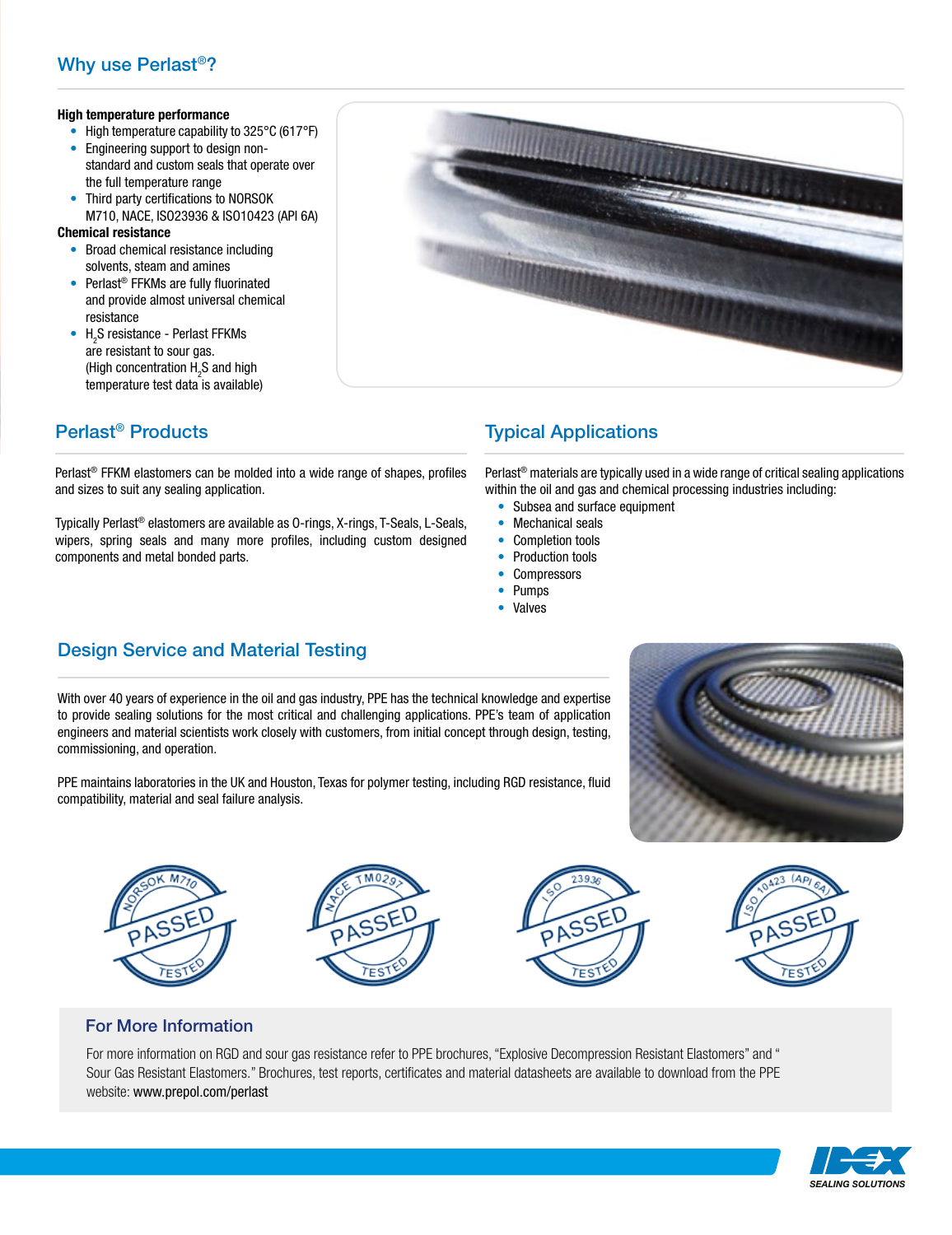## Why use Perlast®?

**High temperature performance**

- High temperature capability to 325°C (617°F)
- Engineering support to design non-standard and custom seals that operate over the full temperature range
- Third party certifications to NORSOK M710, NACE, ISO23936 & ISO10423 (API 6A)

**Chemical resistance**

- Broad chemical resistance including solvents, steam and amines
- Perlast® FFKMs are fully fluorinated and provide almost universal chemical resistance
- $H_2S$ resistance - Perlast FFKMs are resistant to sour gas. (High concentration $H_2S$ and high temperature test data is available)

## Perlast® Products

Perlast® FFKM elastomers can be molded into a wide range of shapes, profiles and sizes to suit any sealing application.

Typically Perlast® elastomers are available as O-rings, X-rings, T-Seals, L-Seals, wipers, spring seals and many more profiles, including custom designed components and metal bonded parts.

## Typical Applications

Perlast® materials are typically used in a wide range of critical sealing applications within the oil and gas and chemical processing industries including:

- Subsea and surface equipment
- Mechanical seals
- Completion tools
- Production tools
- Compressors
- Pumps
- Valves

## Design Service and Material Testing

With over 40 years of experience in the oil and gas industry, PPE has the technical knowledge and expertise to provide sealing solutions for the most critical and challenging applications. PPE's team of application engineers and material scientists work closely with customers, from initial concept through design, testing, commissioning, and operation.

PPE maintains laboratories in the UK and Houston, Texas for polymer testing, including RGD resistance, fluid compatibility, material and seal failure analysis.

NORSOK M710 PASSED TESTED

NACE TM0297 PASSED TESTED

ISO 23936 PASSED TESTED

ISO 10423 (API 6A) PASSED TESTED

### For More Information

For more information on RGD and sour gas resistance refer to PPE brochures, "Explosive Decompression Resistant Elastomers" and " Sour Gas Resistant Elastomers." Brochures, test reports, certificates and material datasheets are available to download from the PPE website: www.prepol.com/perlast

IDEX SEALING SOLUTIONS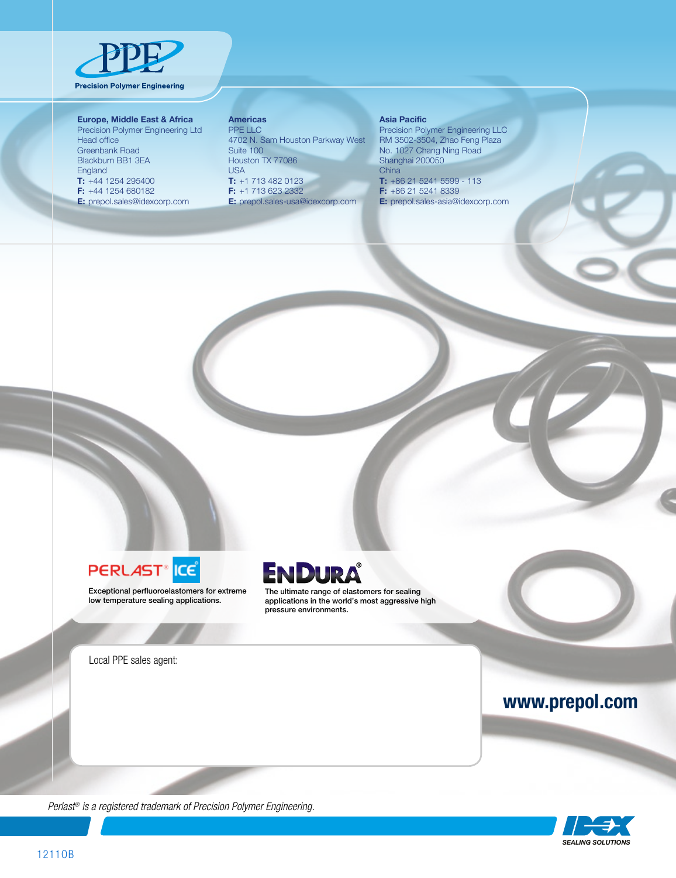PPE

Precision Polymer Engineering

**Europe, Middle East & Africa**
Precision Polymer Engineering Ltd
Head office
Greenbank Road
Blackburn BB1 3EA
England
**T:** +44 1254 295400
**F:** +44 1254 680182
**E:** prepol.sales@idexcorp.com

**Americas**
PPE LLC
4702 N. Sam Houston Parkway West
Suite 100
Houston TX 77086
USA
**T:** +1 713 482 0123
**F:** +1 713 623 2332
**E:** prepol.sales-usa@idexcorp.com

**Asia Pacific**
Precision Polymer Engineering LLC
RM 3502-3504, Zhao Feng Plaza
No. 1027 Chang Ning Road
Shanghai 200050
China
**T:** +86 21 5241 5599 - 113
**F:** +86 21 5241 8339
**E:** prepol.sales-asia@idexcorp.com

PERLAST® ICE®

**Exceptional perfluoroelastomers for extreme low temperature sealing applications.**

ENDURA®

**The ultimate range of elastomers for sealing applications in the world's most aggressive high pressure environments.**

Local PPE sales agent:

**www.prepol.com**

*Perlast® is a registered trademark of Precision Polymer Engineering.*

IDEX SEALING SOLUTIONS

12110B